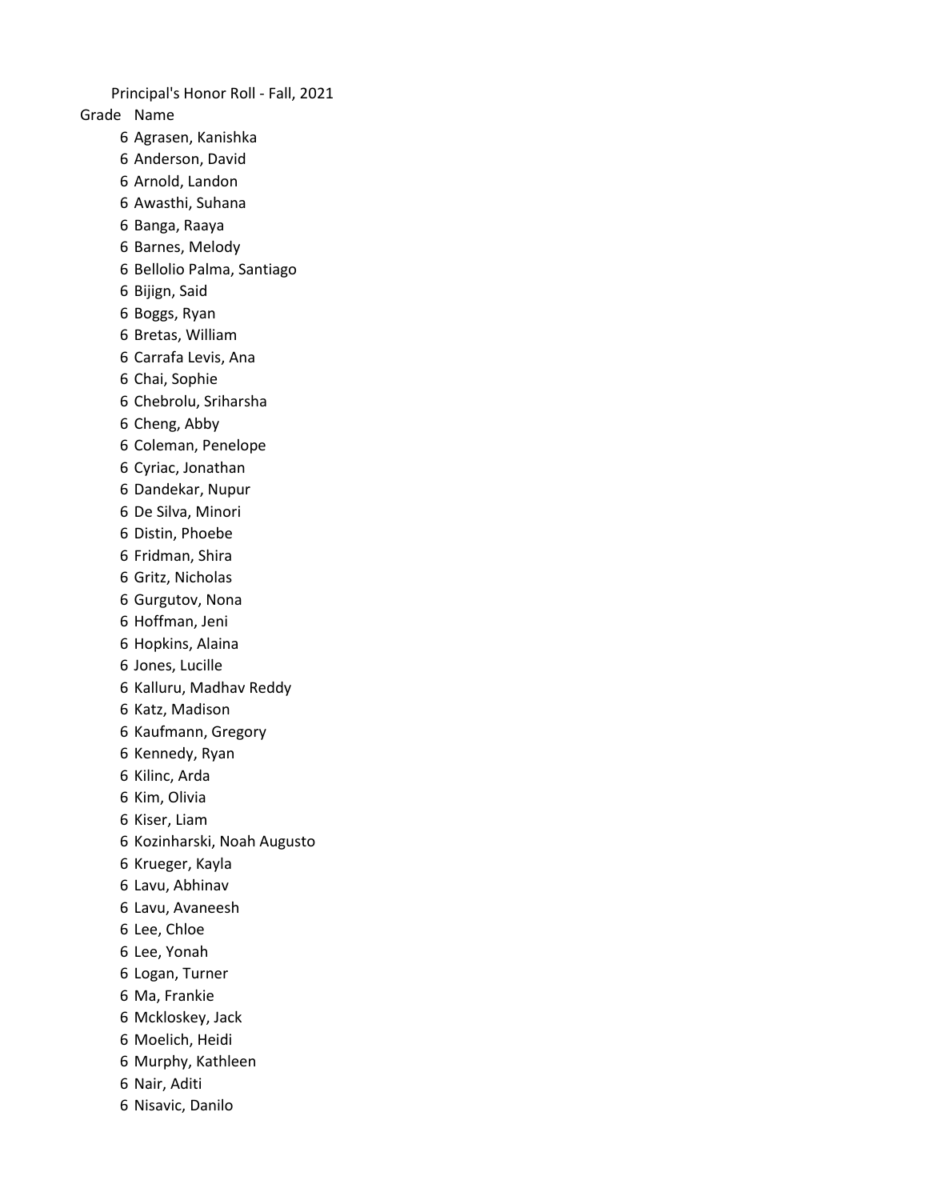Principal's Honor Roll - Fall, 2021

| Grade | Name |
|---|---|
| 6 | Agrasen, Kanishka |
| 6 | Anderson, David |
| 6 | Arnold, Landon |
| 6 | Awasthi, Suhana |
| 6 | Banga, Raaya |
| 6 | Barnes, Melody |
| 6 | Bellolio Palma, Santiago |
| 6 | Bijign, Said |
| 6 | Boggs, Ryan |
| 6 | Bretas, William |
| 6 | Carrafa Levis, Ana |
| 6 | Chai, Sophie |
| 6 | Chebrolu, Sriharsha |
| 6 | Cheng, Abby |
| 6 | Coleman, Penelope |
| 6 | Cyriac, Jonathan |
| 6 | Dandekar, Nupur |
| 6 | De Silva, Minori |
| 6 | Distin, Phoebe |
| 6 | Fridman, Shira |
| 6 | Gritz, Nicholas |
| 6 | Gurgutov, Nona |
| 6 | Hoffman, Jeni |
| 6 | Hopkins, Alaina |
| 6 | Jones, Lucille |
| 6 | Kalluru, Madhav Reddy |
| 6 | Katz, Madison |
| 6 | Kaufmann, Gregory |
| 6 | Kennedy, Ryan |
| 6 | Kilinc, Arda |
| 6 | Kim, Olivia |
| 6 | Kiser, Liam |
| 6 | Kozinharski, Noah Augusto |
| 6 | Krueger, Kayla |
| 6 | Lavu, Abhinav |
| 6 | Lavu, Avaneesh |
| 6 | Lee, Chloe |
| 6 | Lee, Yonah |
| 6 | Logan, Turner |
| 6 | Ma, Frankie |
| 6 | Mckloskey, Jack |
| 6 | Moelich, Heidi |
| 6 | Murphy, Kathleen |
| 6 | Nair, Aditi |
| 6 | Nisavic, Danilo |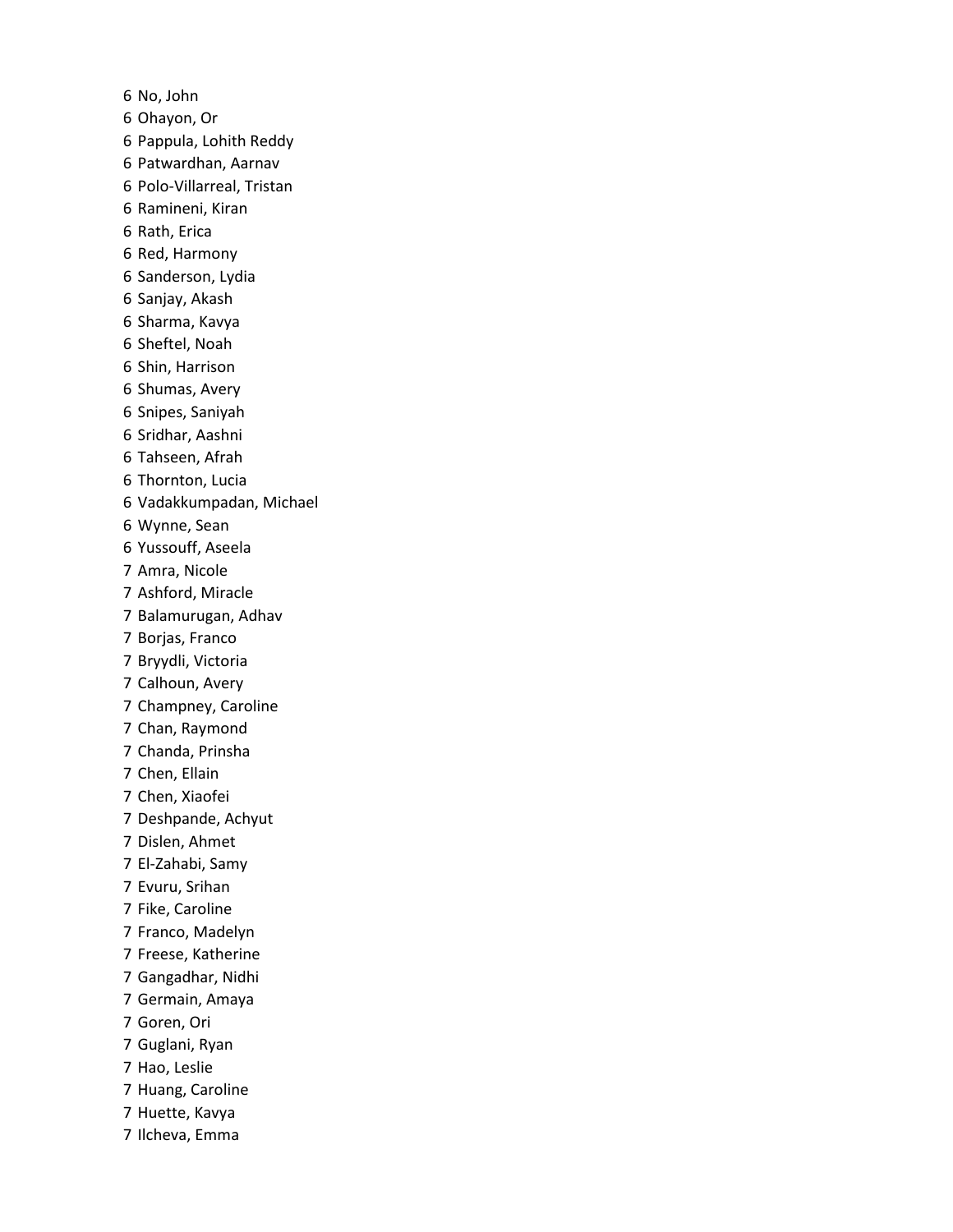6 No, John
6 Ohayon, Or
6 Pappula, Lohith Reddy
6 Patwardhan, Aarnav
6 Polo-Villarreal, Tristan
6 Ramineni, Kiran
6 Rath, Erica
6 Red, Harmony
6 Sanderson, Lydia
6 Sanjay, Akash
6 Sharma, Kavya
6 Sheftel, Noah
6 Shin, Harrison
6 Shumas, Avery
6 Snipes, Saniyah
6 Sridhar, Aashni
6 Tahseen, Afrah
6 Thornton, Lucia
6 Vadakkumpadan, Michael
6 Wynne, Sean
6 Yussouff, Aseela
7 Amra, Nicole
7 Ashford, Miracle
7 Balamurugan, Adhav
7 Borjas, Franco
7 Bryydli, Victoria
7 Calhoun, Avery
7 Champney, Caroline
7 Chan, Raymond
7 Chanda, Prinsha
7 Chen, Ellain
7 Chen, Xiaofei
7 Deshpande, Achyut
7 Dislen, Ahmet
7 El-Zahabi, Samy
7 Evuru, Srihan
7 Fike, Caroline
7 Franco, Madelyn
7 Freese, Katherine
7 Gangadhar, Nidhi
7 Germain, Amaya
7 Goren, Ori
7 Guglani, Ryan
7 Hao, Leslie
7 Huang, Caroline
7 Huette, Kavya
7 Ilcheva, Emma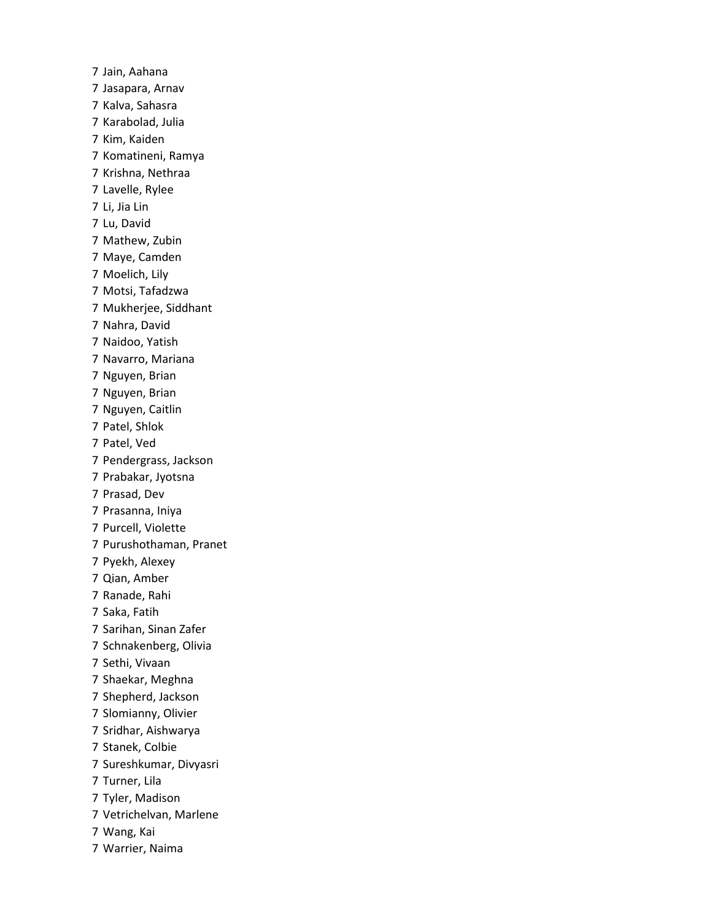7 Jain, Aahana
7 Jasapara, Arnav
7 Kalva, Sahasra
7 Karabolad, Julia
7 Kim, Kaiden
7 Komatineni, Ramya
7 Krishna, Nethraa
7 Lavelle, Rylee
7 Li, Jia Lin
7 Lu, David
7 Mathew, Zubin
7 Maye, Camden
7 Moelich, Lily
7 Motsi, Tafadzwa
7 Mukherjee, Siddhant
7 Nahra, David
7 Naidoo, Yatish
7 Navarro, Mariana
7 Nguyen, Brian
7 Nguyen, Brian
7 Nguyen, Caitlin
7 Patel, Shlok
7 Patel, Ved
7 Pendergrass, Jackson
7 Prabakar, Jyotsna
7 Prasad, Dev
7 Prasanna, Iniya
7 Purcell, Violette
7 Purushothaman, Pranet
7 Pyekh, Alexey
7 Qian, Amber
7 Ranade, Rahi
7 Saka, Fatih
7 Sarihan, Sinan Zafer
7 Schnakenberg, Olivia
7 Sethi, Vivaan
7 Shaekar, Meghna
7 Shepherd, Jackson
7 Slomianny, Olivier
7 Sridhar, Aishwarya
7 Stanek, Colbie
7 Sureshkumar, Divyasri
7 Turner, Lila
7 Tyler, Madison
7 Vetrichelvan, Marlene
7 Wang, Kai
7 Warrier, Naima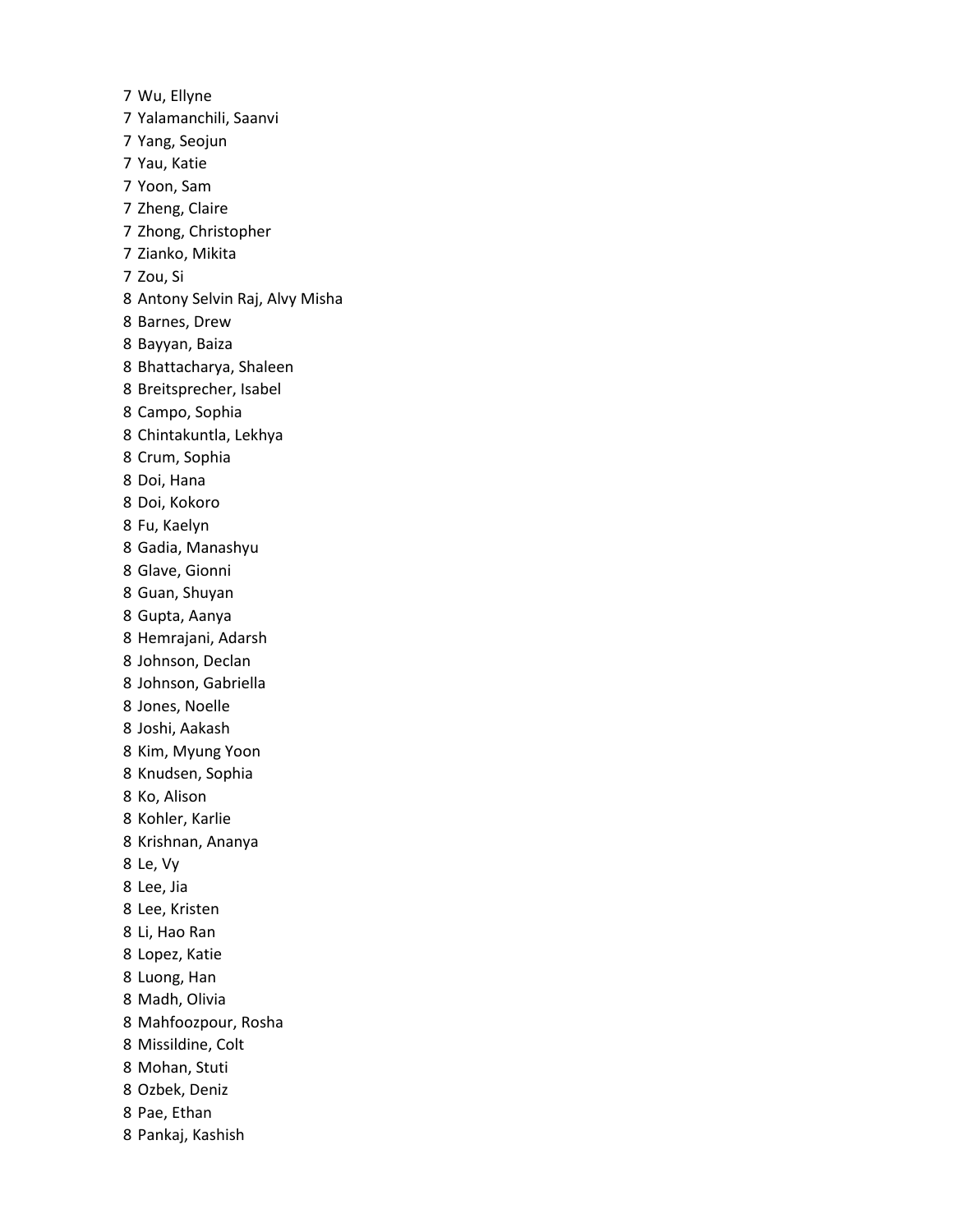7 Wu, Ellyne
7 Yalamanchili, Saanvi
7 Yang, Seojun
7 Yau, Katie
7 Yoon, Sam
7 Zheng, Claire
7 Zhong, Christopher
7 Zianko, Mikita
7 Zou, Si
8 Antony Selvin Raj, Alvy Misha
8 Barnes, Drew
8 Bayyan, Baiza
8 Bhattacharya, Shaleen
8 Breitsprecher, Isabel
8 Campo, Sophia
8 Chintakuntla, Lekhya
8 Crum, Sophia
8 Doi, Hana
8 Doi, Kokoro
8 Fu, Kaelyn
8 Gadia, Manashyu
8 Glave, Gionni
8 Guan, Shuyan
8 Gupta, Aanya
8 Hemrajani, Adarsh
8 Johnson, Declan
8 Johnson, Gabriella
8 Jones, Noelle
8 Joshi, Aakash
8 Kim, Myung Yoon
8 Knudsen, Sophia
8 Ko, Alison
8 Kohler, Karlie
8 Krishnan, Ananya
8 Le, Vy
8 Lee, Jia
8 Lee, Kristen
8 Li, Hao Ran
8 Lopez, Katie
8 Luong, Han
8 Madh, Olivia
8 Mahfoozpour, Rosha
8 Missildine, Colt
8 Mohan, Stuti
8 Ozbek, Deniz
8 Pae, Ethan
8 Pankaj, Kashish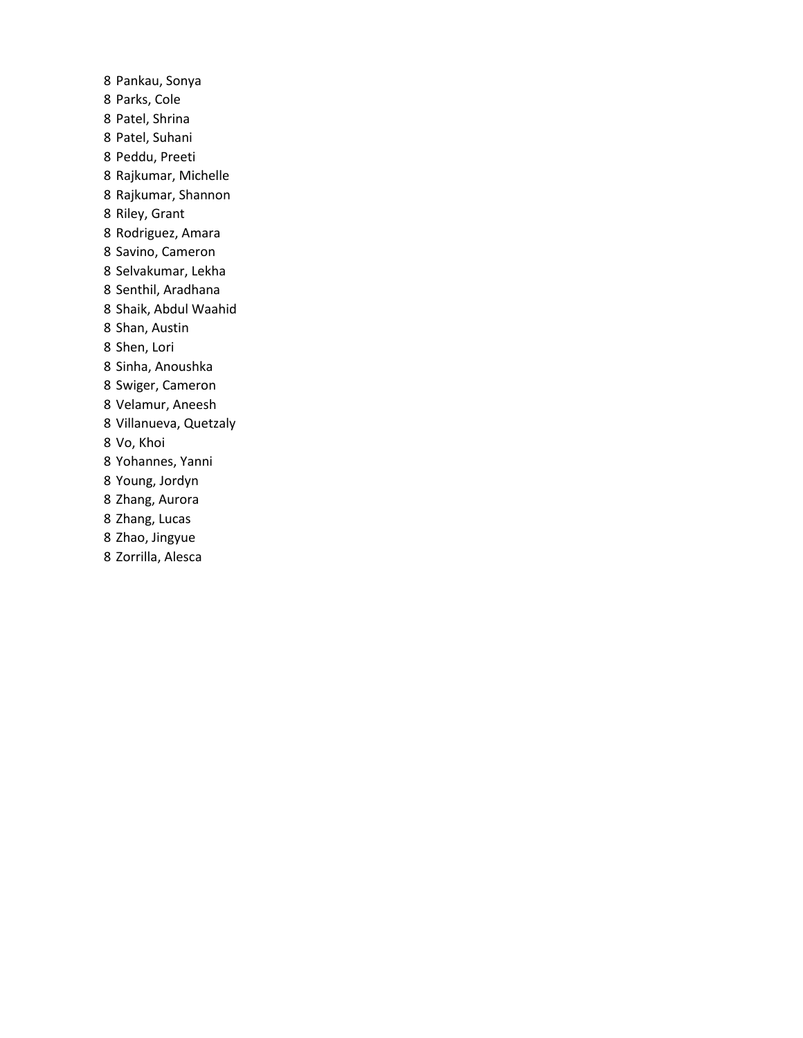8 Pankau, Sonya
8 Parks, Cole
8 Patel, Shrina
8 Patel, Suhani
8 Peddu, Preeti
8 Rajkumar, Michelle
8 Rajkumar, Shannon
8 Riley, Grant
8 Rodriguez, Amara
8 Savino, Cameron
8 Selvakumar, Lekha
8 Senthil, Aradhana
8 Shaik, Abdul Waahid
8 Shan, Austin
8 Shen, Lori
8 Sinha, Anoushka
8 Swiger, Cameron
8 Velamur, Aneesh
8 Villanueva, Quetzaly
8 Vo, Khoi
8 Yohannes, Yanni
8 Young, Jordyn
8 Zhang, Aurora
8 Zhang, Lucas
8 Zhao, Jingyue
8 Zorrilla, Alesca